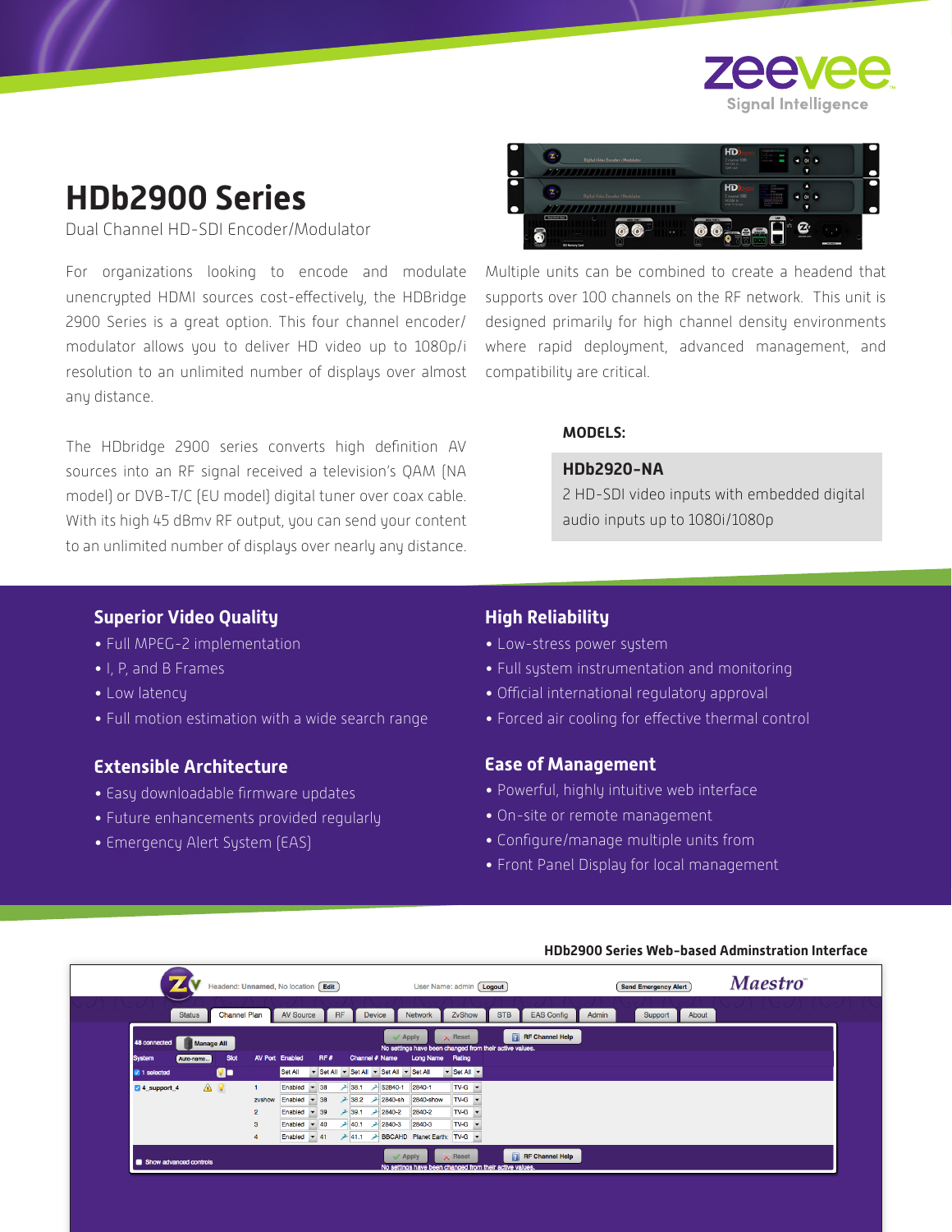# HDb2900 Series

Dual Channel HD-SDI Encoder/Modulator

For organizations looking to encode and modulate unencrypted HDMI sources cost-effectively, the HDBridge 2900 Series is a great option. This four channel encoder/ modulator allows you to deliver HD video up to 1080p/i resolution to an unlimited number of displays over almost any distance.

The HDbridge 2900 series converts high definition AV sources into an RF signal received a television's QAM (NA model) or DVB-T/C (EU model) digital tuner over coax cable. With its high 45 dBmV RF output, you can send your content to an unlimited number of displays over nearly any distance.

Multiple units can be combined to create a headend that supports over 100 channels on the RF network. This unit is designed primarily for high channel density environments where rapid deployment, advanced management, and compatibility are critical.

**MODELS:**

**HDb2920-NA**

2 HD-SDI video inputs with embedded digital audio inputs up to 1080i/1080p

## Superior Video Quality

- Full MPEG-2 implementation
- I, P, and B Frames
- Low latency
- Full motion estimation with a wide search range

## Extensible Architecture

- Easy downloadable firmware updates
- Future enhancements provided regularly
- Emergency Alert System (EAS)

## High Reliability

- Low-stress power system
- Full system instrumentation and monitoring
- Official international regulatory approval
- Forced air cooling for effective thermal control

## Ease of Management

- Powerful, highly intuitive web interface
- On-site or remote management
- Configure/manage multiple units from
- Front Panel Display for local management

**HDb2900 Series Web-based Adminstration Interface**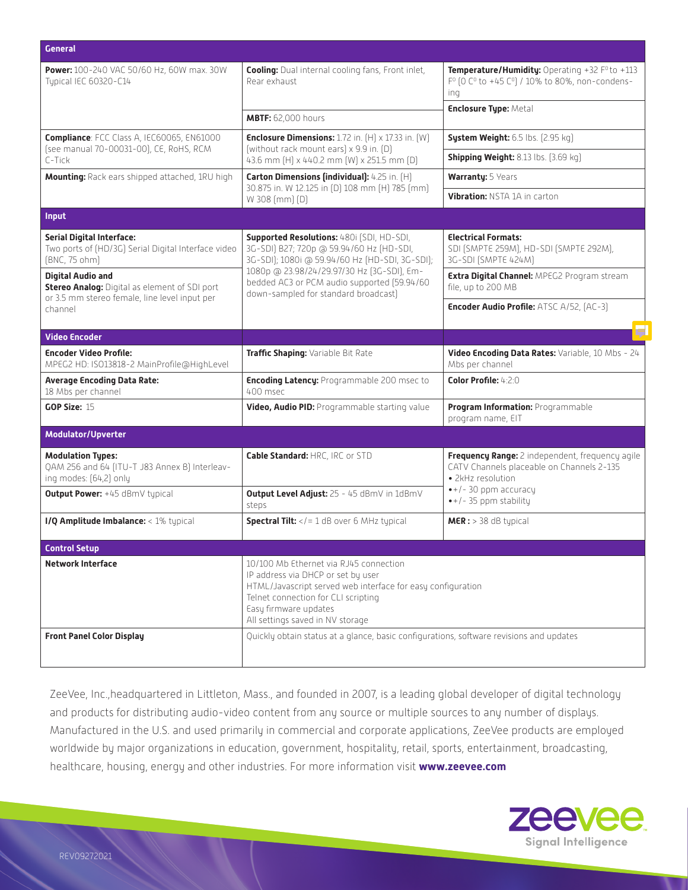## General

| | | |
|---|---|---|
| **Power:** 100-240 VAC 50/60 Hz, 60W max. 30W Typical IEC 60320-C14 | **Cooling:** Dual internal cooling fans, Front inlet, Rear exhaust | **Temperature/Humidity:** Operating +32 F° to +113 F° (0 C° to +45 C°) / 10% to 80%, non-condensing |
| | **MBTF:** 62,000 hours | **Enclosure Type:** Metal |
| **Compliance**: FCC Class A, IEC60065, EN61000 (see manual 70-00031-00), CE, RoHS, RCM C-Tick | **Enclosure Dimensions:** 1.72 in. (H) x 17.33 in. (W) (without rack mount ears) x 9.9 in. (D) 43.6 mm (H) x 440.2 mm (W) x 251.5 mm (D) | **System Weight:** 6.5 lbs. (2.95 kg) |
| | | **Shipping Weight:** 8.13 lbs. (3.69 kg) |
| **Mounting:** Rack ears shipped attached, 1RU high | **Carton Dimensions (individual):** 4.25 in. (H) 30.875 in. W 12.125 in (D) 108 mm (H) 785 (mm) W 308 (mm) (D) | **Warranty:** 5 Years |
| | | **Vibration:** NSTA 1A in carton |

## Input

| | | |
|---|---|---|
| **Serial Digital Interface:** Two ports of (HD/3G) Serial Digital Interface video (BNC, 75 ohm) | **Supported Resolutions:** 480i (SDI, HD-SDI, 3G-SDI) B27; 720p @ 59.94/60 Hz (HD-SDI, 3G-SDI); 1080i @ 59.94/60 Hz (HD-SDI, 3G-SDI); 1080p @ 23.98/24/29.97/30 Hz (3G-SDI), Embedded AC3 or PCM audio supported (59.94/60 down-sampled for standard broadcast) | **Electrical Formats:** SDI (SMPTE 259M), HD-SDI (SMPTE 292M), 3G-SDI (SMPTE 424M) |
| **Digital Audio and Stereo Analog:** Digital as element of SDI port or 3.5 mm stereo female, line level input per channel | | **Extra Digital Channel:** MPEG2 Program stream file, up to 200 MB |
| | | **Encoder Audio Profile:** ATSC A/52, (AC-3) |

## Video Encoder

| | | |
|---|---|---|
| **Encoder Video Profile:** MPEG2 HD: ISO13818-2 MainProfile@HighLevel | **Traffic Shaping:** Variable Bit Rate | **Video Encoding Data Rates:** Variable, 10 Mbs - 24 Mbs per channel |
| **Average Encoding Data Rate:** 18 Mbs per channel | **Encoding Latency:** Programmable 200 msec to 400 msec | **Color Profile:** 4:2:0 |
| **GOP Size:** 15 | **Video, Audio PID:** Programmable starting value | **Program Information:** Programmable program name, EIT |

## Modulator/Upverter

| | | |
|---|---|---|
| **Modulation Types:** QAM 256 and 64 (ITU-T J83 Annex B) Interleaving modes: (64,2) only | **Cable Standard:** HRC, IRC or STD | **Frequency Range:** 2 independent, frequency agile CATV Channels placeable on Channels 2-135 • 2kHz resolution •+/- 30 ppm accuracy •+/- 35 ppm stability |
| **Output Power:** +45 dBmV typical | **Output Level Adjust:** 25 - 45 dBmV in 1dBmV steps | |
| **I/Q Amplitude Imbalance:** < 1% typical | **Spectral Tilt:** </= 1 dB over 6 MHz typical | **MER :** > 38 dB typical |

## Control Setup

| | |
|---|---|
| **Network Interface** | 10/100 Mb Ethernet via RJ45 connection<br>IP address via DHCP or set by user<br>HTML/Javascript served web interface for easy configuration<br>Telnet connection for CLI scripting<br>Easy firmware updates<br>All settings saved in NV storage |
| **Front Panel Color Display** | Quickly obtain status at a glance, basic configurations, software revisions and updates |

ZeeVee, Inc.,headquartered in Littleton, Mass., and founded in 2007, is a leading global developer of digital technology and products for distributing audio-video content from any source or multiple sources to any number of displays. Manufactured in the U.S. and used primarily in commercial and corporate applications, ZeeVee products are employed worldwide by major organizations in education, government, hospitality, retail, sports, entertainment, broadcasting, healthcare, housing, energy and other industries. For more information visit **www.zeevee.com**

zeevee Signal Intelligence

REV09272021